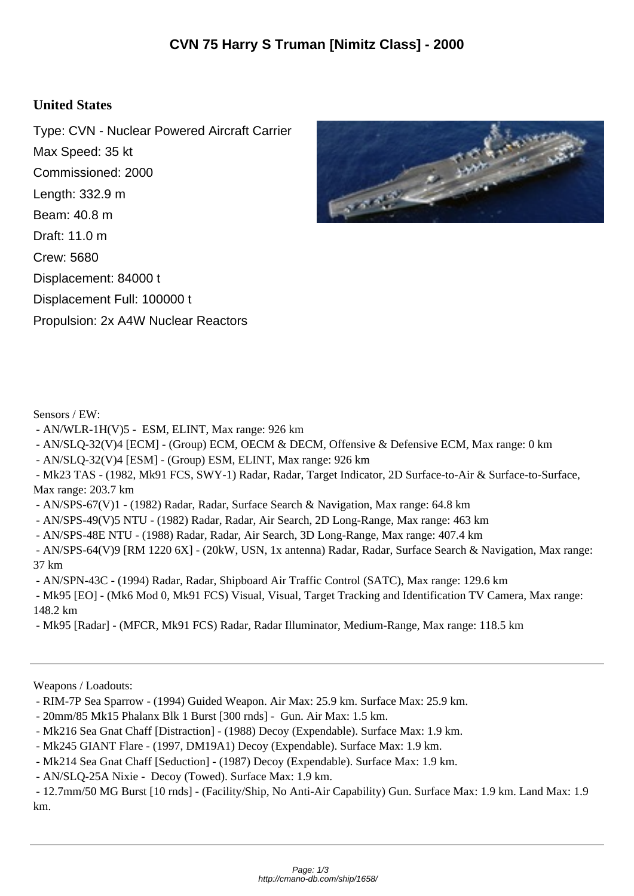# CVN 75 Harry S Truman [Nimitz Class] - 2000

## United States

Type: CVN - Nuclear Powered Aircraft Carrier

Max Speed: 35 kt

Commissioned: 2000

Length: 332.9 m

Beam: 40.8 m

Draft: 11.0 m

Crew: 5680

Displacement: 84000 t

Displacement Full: 100000 t

Propulsion: 2x A4W Nuclear Reactors

Sensors / EW:

- AN/WLR-1H(V)5 - ESM, ELINT, Max range: 926 km
- AN/SLQ-32(V)4 [ECM] - (Group) ECM, OECM & DECM, Offensive & Defensive ECM, Max range: 0 km
- AN/SLQ-32(V)4 [ESM] - (Group) ESM, ELINT, Max range: 926 km
- Mk23 TAS - (1982, Mk91 FCS, SWY-1) Radar, Radar, Target Indicator, 2D Surface-to-Air & Surface-to-Surface, Max range: 203.7 km
- AN/SPS-67(V)1 - (1982) Radar, Radar, Surface Search & Navigation, Max range: 64.8 km
- AN/SPS-49(V)5 NTU - (1982) Radar, Radar, Air Search, 2D Long-Range, Max range: 463 km
- AN/SPS-48E NTU - (1988) Radar, Radar, Air Search, 3D Long-Range, Max range: 407.4 km
- AN/SPS-64(V)9 [RM 1220 6X] - (20kW, USN, 1x antenna) Radar, Radar, Surface Search & Navigation, Max range: 37 km
- AN/SPN-43C - (1994) Radar, Radar, Shipboard Air Traffic Control (SATC), Max range: 129.6 km
- Mk95 [EO] - (Mk6 Mod 0, Mk91 FCS) Visual, Visual, Target Tracking and Identification TV Camera, Max range: 148.2 km
- Mk95 [Radar] - (MFCR, Mk91 FCS) Radar, Radar Illuminator, Medium-Range, Max range: 118.5 km

---

Weapons / Loadouts:

- RIM-7P Sea Sparrow - (1994) Guided Weapon. Air Max: 25.9 km. Surface Max: 25.9 km.
- 20mm/85 Mk15 Phalanx Blk 1 Burst [300 rnds] - Gun. Air Max: 1.5 km.
- Mk216 Sea Gnat Chaff [Distraction] - (1988) Decoy (Expendable). Surface Max: 1.9 km.
- Mk245 GIANT Flare - (1997, DM19A1) Decoy (Expendable). Surface Max: 1.9 km.
- Mk214 Sea Gnat Chaff [Seduction] - (1987) Decoy (Expendable). Surface Max: 1.9 km.
- AN/SLQ-25A Nixie - Decoy (Towed). Surface Max: 1.9 km.
- 12.7mm/50 MG Burst [10 rnds] - (Facility/Ship, No Anti-Air Capability) Gun. Surface Max: 1.9 km. Land Max: 1.9 km.

---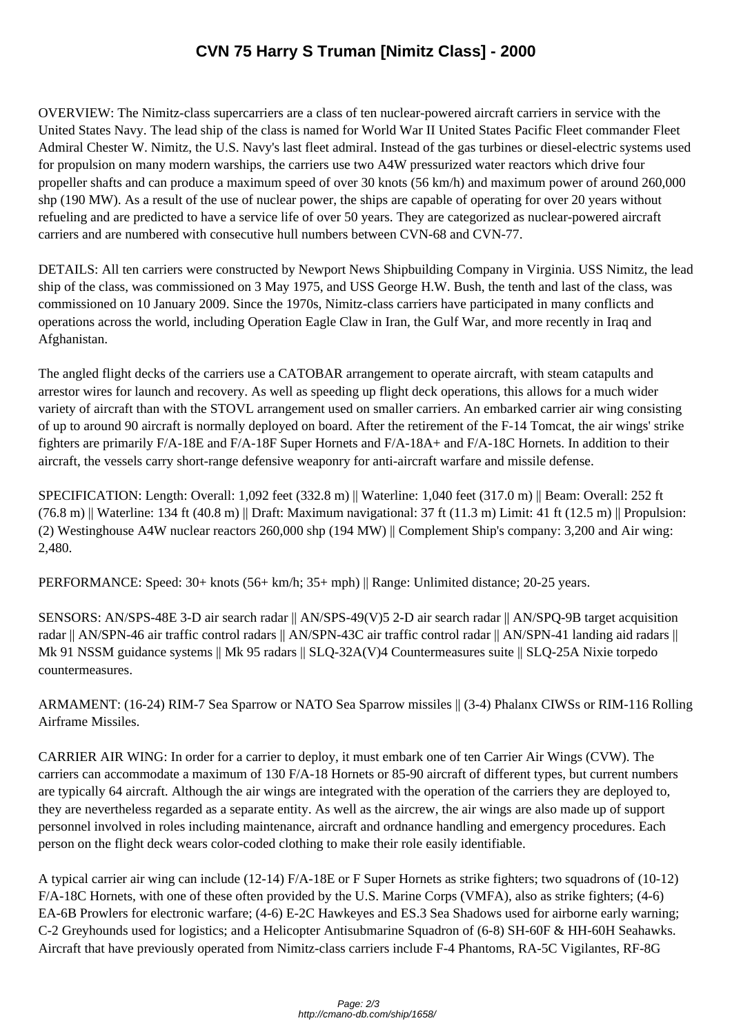# CVN 75 Harry S Truman [Nimitz Class] - 2000

OVERVIEW: The Nimitz-class supercarriers are a class of ten nuclear-powered aircraft carriers in service with the United States Navy. The lead ship of the class is named for World War II United States Pacific Fleet commander Fleet Admiral Chester W. Nimitz, the U.S. Navy's last fleet admiral. Instead of the gas turbines or diesel-electric systems used for propulsion on many modern warships, the carriers use two A4W pressurized water reactors which drive four propeller shafts and can produce a maximum speed of over 30 knots (56 km/h) and maximum power of around 260,000 shp (190 MW). As a result of the use of nuclear power, the ships are capable of operating for over 20 years without refueling and are predicted to have a service life of over 50 years. They are categorized as nuclear-powered aircraft carriers and are numbered with consecutive hull numbers between CVN-68 and CVN-77.

DETAILS: All ten carriers were constructed by Newport News Shipbuilding Company in Virginia. USS Nimitz, the lead ship of the class, was commissioned on 3 May 1975, and USS George H.W. Bush, the tenth and last of the class, was commissioned on 10 January 2009. Since the 1970s, Nimitz-class carriers have participated in many conflicts and operations across the world, including Operation Eagle Claw in Iran, the Gulf War, and more recently in Iraq and Afghanistan.

The angled flight decks of the carriers use a CATOBAR arrangement to operate aircraft, with steam catapults and arrestor wires for launch and recovery. As well as speeding up flight deck operations, this allows for a much wider variety of aircraft than with the STOVL arrangement used on smaller carriers. An embarked carrier air wing consisting of up to around 90 aircraft is normally deployed on board. After the retirement of the F-14 Tomcat, the air wings' strike fighters are primarily F/A-18E and F/A-18F Super Hornets and F/A-18A+ and F/A-18C Hornets. In addition to their aircraft, the vessels carry short-range defensive weaponry for anti-aircraft warfare and missile defense.

SPECIFICATION: Length: Overall: 1,092 feet (332.8 m) || Waterline: 1,040 feet (317.0 m) || Beam: Overall: 252 ft (76.8 m) || Waterline: 134 ft (40.8 m) || Draft: Maximum navigational: 37 ft (11.3 m) Limit: 41 ft (12.5 m) || Propulsion: (2) Westinghouse A4W nuclear reactors 260,000 shp (194 MW) || Complement Ship's company: 3,200 and Air wing: 2,480.

PERFORMANCE: Speed: 30+ knots (56+ km/h; 35+ mph) || Range: Unlimited distance; 20-25 years.

SENSORS: AN/SPS-48E 3-D air search radar || AN/SPS-49(V)5 2-D air search radar || AN/SPQ-9B target acquisition radar || AN/SPN-46 air traffic control radars || AN/SPN-43C air traffic control radar || AN/SPN-41 landing aid radars || Mk 91 NSSM guidance systems || Mk 95 radars || SLQ-32A(V)4 Countermeasures suite || SLQ-25A Nixie torpedo countermeasures.

ARMAMENT: (16-24) RIM-7 Sea Sparrow or NATO Sea Sparrow missiles || (3-4) Phalanx CIWSs or RIM-116 Rolling Airframe Missiles.

CARRIER AIR WING: In order for a carrier to deploy, it must embark one of ten Carrier Air Wings (CVW). The carriers can accommodate a maximum of 130 F/A-18 Hornets or 85-90 aircraft of different types, but current numbers are typically 64 aircraft. Although the air wings are integrated with the operation of the carriers they are deployed to, they are nevertheless regarded as a separate entity. As well as the aircrew, the air wings are also made up of support personnel involved in roles including maintenance, aircraft and ordnance handling and emergency procedures. Each person on the flight deck wears color-coded clothing to make their role easily identifiable.

A typical carrier air wing can include (12-14) F/A-18E or F Super Hornets as strike fighters; two squadrons of (10-12) F/A-18C Hornets, with one of these often provided by the U.S. Marine Corps (VMFA), also as strike fighters; (4-6) EA-6B Prowlers for electronic warfare; (4-6) E-2C Hawkeyes and ES.3 Sea Shadows used for airborne early warning; C-2 Greyhounds used for logistics; and a Helicopter Antisubmarine Squadron of (6-8) SH-60F & HH-60H Seahawks. Aircraft that have previously operated from Nimitz-class carriers include F-4 Phantoms, RA-5C Vigilantes, RF-8G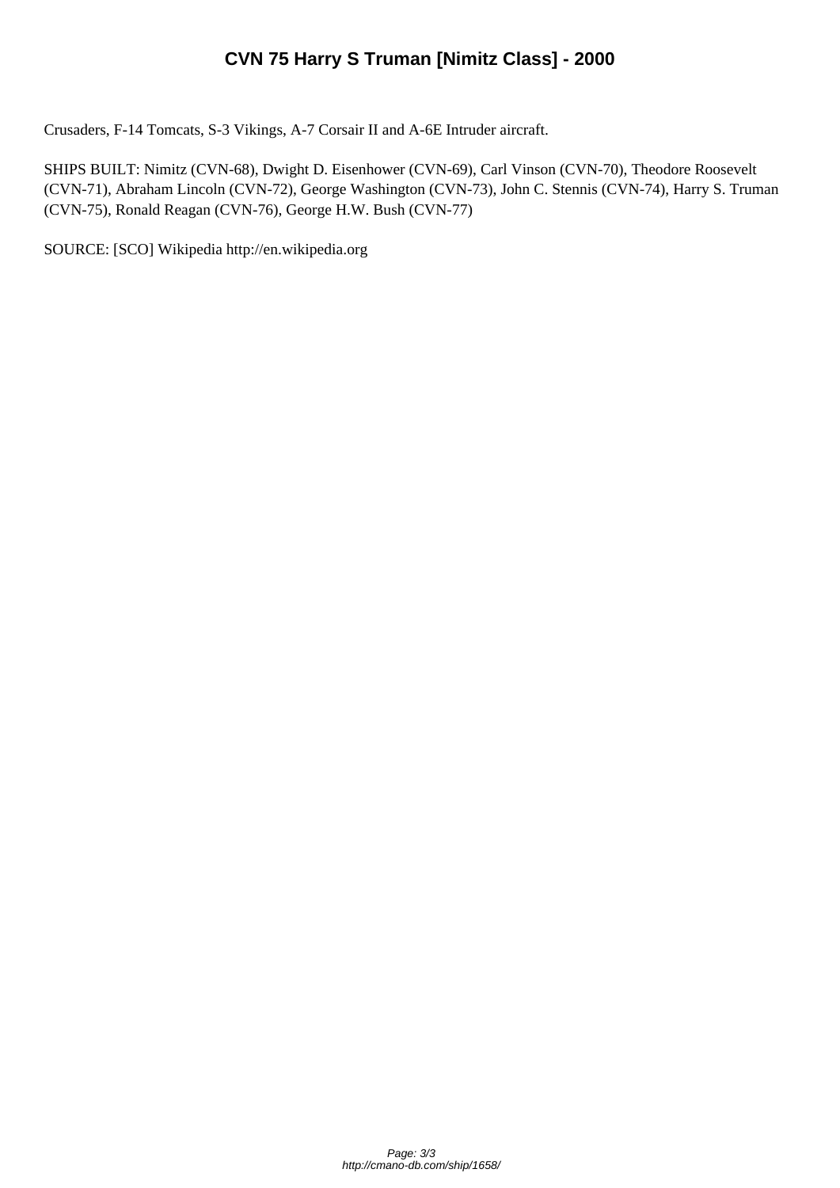Crusaders, F-14 Tomcats, S-3 Vikings, A-7 Corsair II and A-6E Intruder aircraft.

SHIPS BUILT: Nimitz (CVN-68), Dwight D. Eisenhower (CVN-69), Carl Vinson (CVN-70), Theodore Roosevelt (CVN-71), Abraham Lincoln (CVN-72), George Washington (CVN-73), John C. Stennis (CVN-74), Harry S. Truman (CVN-75), Ronald Reagan (CVN-76), George H.W. Bush (CVN-77)

SOURCE: [SCO] Wikipedia http://en.wikipedia.org